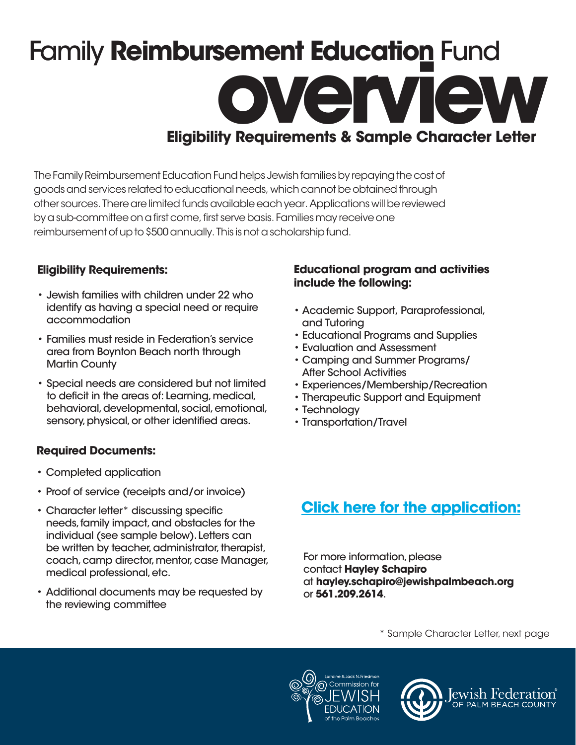# Family **Reimbursement Education** Fund overview

## Eligibility Requirements & Sample Character Letter

The Family Reimbursement Education Fund helps Jewish families by repaying the cost of goods and services related to educational needs, which cannot be obtained through other sources. There are limited funds available each year. Applications will be reviewed by a sub-committee on a first come, first serve basis. Families may receive one reimbursement of up to $500 annually. This is not a scholarship fund.

### Eligibility Requirements:

- Jewish families with children under 22 who identify as having a special need or require accommodation
- Families must reside in Federation's service area from Boynton Beach north through Martin County
- Special needs are considered but not limited to deficit in the areas of: Learning, medical, behavioral, developmental, social, emotional, sensory, physical, or other identified areas.

### Required Documents:

- Completed application
- Proof of service (receipts and/or invoice)
- Character letter* discussing specific needs, family impact, and obstacles for the individual (see sample below). Letters can be written by teacher, administrator, therapist, coach, camp director, mentor, case Manager, medical professional, etc.
- Additional documents may be requested by the reviewing committee

### Educational program and activities include the following:

- Academic Support, Paraprofessional, and Tutoring
- Educational Programs and Supplies
- Evaluation and Assessment
- Camping and Summer Programs/ After School Activities
- Experiences/Membership/Recreation
- Therapeutic Support and Equipment
- Technology
- Transportation/Travel

**Click here for the application:**

For more information, please contact **Hayley Schapiro** at **hayley.schapiro@jewishpalmbeach.org** or **561.209.2614**.

\* Sample Character Letter, next page

Lorraine & Jack N. Friedman Commission for JEWISH EDUCATION of the Palm Beaches

Jewish Federation® OF PALM BEACH COUNTY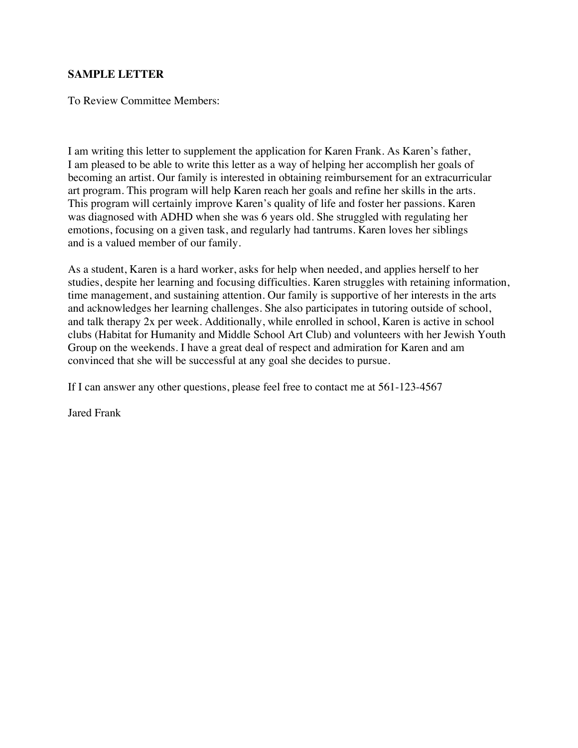**SAMPLE LETTER**

To Review Committee Members:

I am writing this letter to supplement the application for Karen Frank. As Karen's father, I am pleased to be able to write this letter as a way of helping her accomplish her goals of becoming an artist. Our family is interested in obtaining reimbursement for an extracurricular art program. This program will help Karen reach her goals and refine her skills in the arts. This program will certainly improve Karen's quality of life and foster her passions. Karen was diagnosed with ADHD when she was 6 years old. She struggled with regulating her emotions, focusing on a given task, and regularly had tantrums. Karen loves her siblings and is a valued member of our family.

As a student, Karen is a hard worker, asks for help when needed, and applies herself to her studies, despite her learning and focusing difficulties. Karen struggles with retaining information, time management, and sustaining attention. Our family is supportive of her interests in the arts and acknowledges her learning challenges. She also participates in tutoring outside of school, and talk therapy 2x per week. Additionally, while enrolled in school, Karen is active in school clubs (Habitat for Humanity and Middle School Art Club) and volunteers with her Jewish Youth Group on the weekends. I have a great deal of respect and admiration for Karen and am convinced that she will be successful at any goal she decides to pursue.

If I can answer any other questions, please feel free to contact me at 561-123-4567

Jared Frank